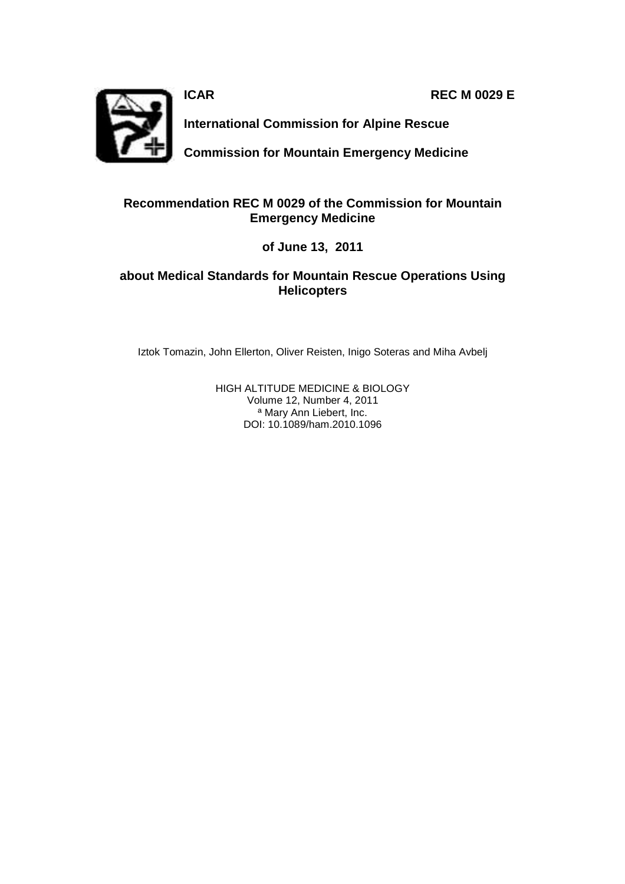**ICAR** **REC M 0029 E**

**International Commission for Alpine Rescue**

**Commission for Mountain Emergency Medicine**

# Recommendation REC M 0029 of the Commission for Mountain Emergency Medicine

**of June 13, 2011**

## about Medical Standards for Mountain Rescue Operations Using Helicopters

Iztok Tomazin, John Ellerton, Oliver Reisten, Inigo Soteras and Miha Avbelj

HIGH ALTITUDE MEDICINE & BIOLOGY
Volume 12, Number 4, 2011
ª Mary Ann Liebert, Inc.
DOI: 10.1089/ham.2010.1096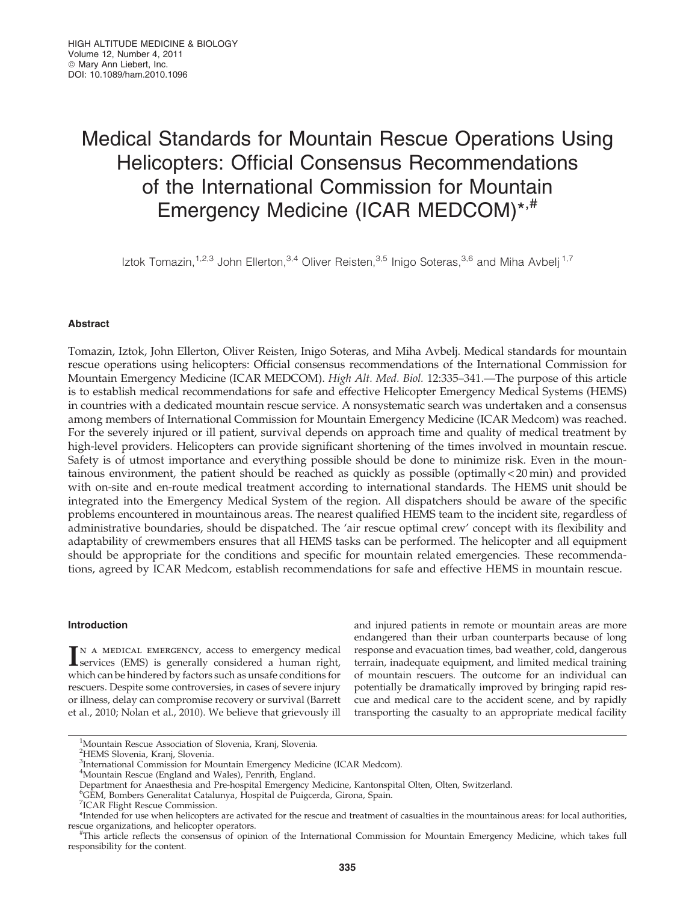# Medical Standards for Mountain Rescue Operations Using Helicopters: Official Consensus Recommendations of the International Commission for Mountain Emergency Medicine (ICAR MEDCOM)*,#

Iztok Tomazin,[1,2,3] John Ellerton,[3,4] Oliver Reisten,[3,5] Inigo Soteras,[3,6] and Miha Avbelj[1,7]

## Abstract

Tomazin, Iztok, John Ellerton, Oliver Reisten, Inigo Soteras, and Miha Avbelj. Medical standards for mountain rescue operations using helicopters: Official consensus recommendations of the International Commission for Mountain Emergency Medicine (ICAR MEDCOM). *High Alt. Med. Biol.* 12:335–341.—The purpose of this article is to establish medical recommendations for safe and effective Helicopter Emergency Medical Systems (HEMS) in countries with a dedicated mountain rescue service. A nonsystematic search was undertaken and a consensus among members of International Commission for Mountain Emergency Medicine (ICAR Medcom) was reached. For the severely injured or ill patient, survival depends on approach time and quality of medical treatment by high-level providers. Helicopters can provide significant shortening of the times involved in mountain rescue. Safety is of utmost importance and everything possible should be done to minimize risk. Even in the mountainous environment, the patient should be reached as quickly as possible (optimally < 20 min) and provided with on-site and en-route medical treatment according to international standards. The HEMS unit should be integrated into the Emergency Medical System of the region. All dispatchers should be aware of the specific problems encountered in mountainous areas. The nearest qualified HEMS team to the incident site, regardless of administrative boundaries, should be dispatched. The 'air rescue optimal crew' concept with its flexibility and adaptability of crewmembers ensures that all HEMS tasks can be performed. The helicopter and all equipment should be appropriate for the conditions and specific for mountain related emergencies. These recommendations, agreed by ICAR Medcom, establish recommendations for safe and effective HEMS in mountain rescue.

## Introduction

In a medical emergency, access to emergency medical services (EMS) is generally considered a human right, which can be hindered by factors such as unsafe conditions for rescuers. Despite some controversies, in cases of severe injury or illness, delay can compromise recovery or survival (Barrett et al., 2010; Nolan et al., 2010). We believe that grievously ill and injured patients in remote or mountain areas are more endangered than their urban counterparts because of long response and evacuation times, bad weather, cold, dangerous terrain, inadequate equipment, and limited medical training of mountain rescuers. The outcome for an individual can potentially be dramatically improved by bringing rapid rescue and medical care to the accident scene, and by rapidly transporting the casualty to an appropriate medical facility

---

[1]Mountain Rescue Association of Slovenia, Kranj, Slovenia.
[2]HEMS Slovenia, Kranj, Slovenia.
[3]International Commission for Mountain Emergency Medicine (ICAR Medcom).
[4]Mountain Rescue (England and Wales), Penrith, England.
Department for Anaesthesia and Pre-hospital Emergency Medicine, Kantonspital Olten, Olten, Switzerland.
[6]GEM, Bombers Generalitat Catalunya, Hospital de Puigcerda, Girona, Spain.
[7]ICAR Flight Rescue Commission.
*Intended for use when helicopters are activated for the rescue and treatment of casualties in the mountainous areas: for local authorities, rescue organizations, and helicopter operators.
#This article reflects the consensus of opinion of the International Commission for Mountain Emergency Medicine, which takes full responsibility for the content.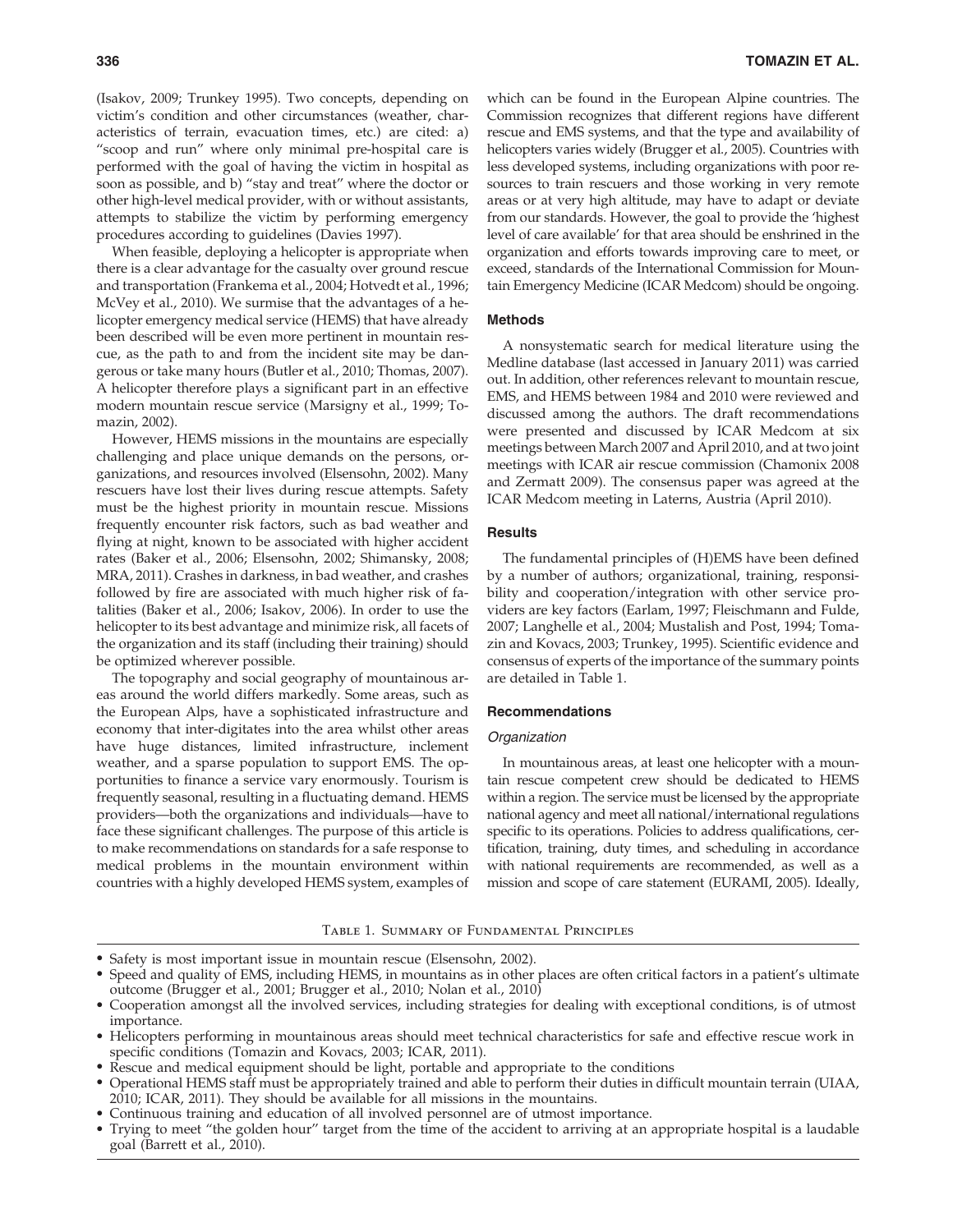(Isakov, 2009; Trunkey 1995). Two concepts, depending on victim's condition and other circumstances (weather, characteristics of terrain, evacuation times, etc.) are cited: a) "scoop and run" where only minimal pre-hospital care is performed with the goal of having the victim in hospital as soon as possible, and b) "stay and treat" where the doctor or other high-level medical provider, with or without assistants, attempts to stabilize the victim by performing emergency procedures according to guidelines (Davies 1997).

When feasible, deploying a helicopter is appropriate when there is a clear advantage for the casualty over ground rescue and transportation (Frankema et al., 2004; Hotvedt et al., 1996; McVey et al., 2010). We surmise that the advantages of a helicopter emergency medical service (HEMS) that have already been described will be even more pertinent in mountain rescue, as the path to and from the incident site may be dangerous or take many hours (Butler et al., 2010; Thomas, 2007). A helicopter therefore plays a significant part in an effective modern mountain rescue service (Marsigny et al., 1999; Tomazin, 2002).

However, HEMS missions in the mountains are especially challenging and place unique demands on the persons, organizations, and resources involved (Elsensohn, 2002). Many rescuers have lost their lives during rescue attempts. Safety must be the highest priority in mountain rescue. Missions frequently encounter risk factors, such as bad weather and flying at night, known to be associated with higher accident rates (Baker et al., 2006; Elsensohn, 2002; Shimansky, 2008; MRA, 2011). Crashes in darkness, in bad weather, and crashes followed by fire are associated with much higher risk of fatalities (Baker et al., 2006; Isakov, 2006). In order to use the helicopter to its best advantage and minimize risk, all facets of the organization and its staff (including their training) should be optimized wherever possible.

The topography and social geography of mountainous areas around the world differs markedly. Some areas, such as the European Alps, have a sophisticated infrastructure and economy that inter-digitates into the area whilst other areas have huge distances, limited infrastructure, inclement weather, and a sparse population to support EMS. The opportunities to finance a service vary enormously. Tourism is frequently seasonal, resulting in a fluctuating demand. HEMS providers—both the organizations and individuals—have to face these significant challenges. The purpose of this article is to make recommendations on standards for a safe response to medical problems in the mountain environment within countries with a highly developed HEMS system, examples of which can be found in the European Alpine countries. The Commission recognizes that different regions have different rescue and EMS systems, and that the type and availability of helicopters varies widely (Brugger et al., 2005). Countries with less developed systems, including organizations with poor resources to train rescuers and those working in very remote areas or at very high altitude, may have to adapt or deviate from our standards. However, the goal to provide the 'highest level of care available' for that area should be enshrined in the organization and efforts towards improving care to meet, or exceed, standards of the International Commission for Mountain Emergency Medicine (ICAR Medcom) should be ongoing.

## Methods

A nonsystematic search for medical literature using the Medline database (last accessed in January 2011) was carried out. In addition, other references relevant to mountain rescue, EMS, and HEMS between 1984 and 2010 were reviewed and discussed among the authors. The draft recommendations were presented and discussed by ICAR Medcom at six meetings between March 2007 and April 2010, and at two joint meetings with ICAR air rescue commission (Chamonix 2008 and Zermatt 2009). The consensus paper was agreed at the ICAR Medcom meeting in Laterns, Austria (April 2010).

## Results

The fundamental principles of (H)EMS have been defined by a number of authors; organizational, training, responsibility and cooperation/integration with other service providers are key factors (Earlam, 1997; Fleischmann and Fulde, 2007; Langhelle et al., 2004; Mustalish and Post, 1994; Tomazin and Kovacs, 2003; Trunkey, 1995). Scientific evidence and consensus of experts of the importance of the summary points are detailed in Table 1.

## Recommendations

### *Organization*

In mountainous areas, at least one helicopter with a mountain rescue competent crew should be dedicated to HEMS within a region. The service must be licensed by the appropriate national agency and meet all national/international regulations specific to its operations. Policies to address qualifications, certification, training, duty times, and scheduling in accordance with national requirements are recommended, as well as a mission and scope of care statement (EURAMI, 2005). Ideally,

Table 1. Summary of Fundamental Principles

- Safety is most important issue in mountain rescue (Elsensohn, 2002).
- Speed and quality of EMS, including HEMS, in mountains as in other places are often critical factors in a patient's ultimate outcome (Brugger et al., 2001; Brugger et al., 2010; Nolan et al., 2010)
- Cooperation amongst all the involved services, including strategies for dealing with exceptional conditions, is of utmost importance.
- Helicopters performing in mountainous areas should meet technical characteristics for safe and effective rescue work in specific conditions (Tomazin and Kovacs, 2003; ICAR, 2011).
- Rescue and medical equipment should be light, portable and appropriate to the conditions
- Operational HEMS staff must be appropriately trained and able to perform their duties in difficult mountain terrain (UIAA, 2010; ICAR, 2011). They should be available for all missions in the mountains.
- Continuous training and education of all involved personnel are of utmost importance.
- Trying to meet "the golden hour" target from the time of the accident to arriving at an appropriate hospital is a laudable goal (Barrett et al., 2010).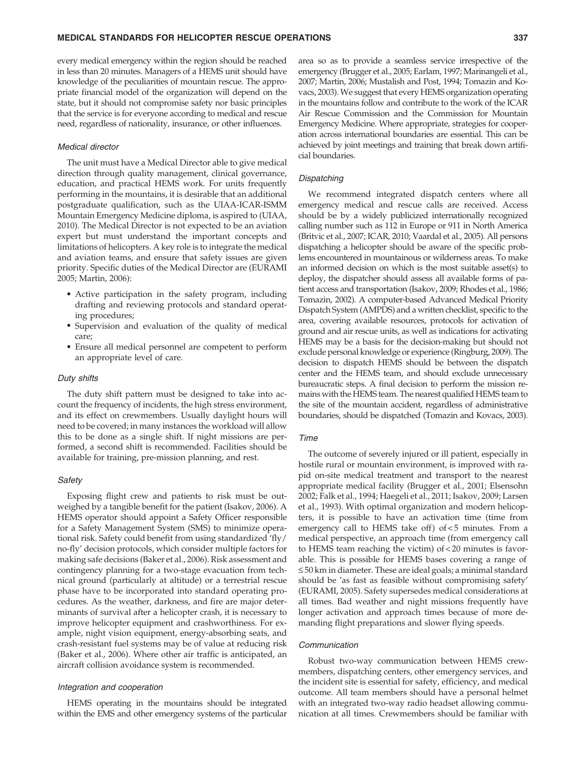every medical emergency within the region should be reached in less than 20 minutes. Managers of a HEMS unit should have knowledge of the peculiarities of mountain rescue. The appropriate financial model of the organization will depend on the state, but it should not compromise safety nor basic principles that the service is for everyone according to medical and rescue need, regardless of nationality, insurance, or other influences.

### *Medical director*

The unit must have a Medical Director able to give medical direction through quality management, clinical governance, education, and practical HEMS work. For units frequently performing in the mountains, it is desirable that an additional postgraduate qualification, such as the UIAA-ICAR-ISMM Mountain Emergency Medicine diploma, is aspired to (UIAA, 2010). The Medical Director is not expected to be an aviation expert but must understand the important concepts and limitations of helicopters. A key role is to integrate the medical and aviation teams, and ensure that safety issues are given priority. Specific duties of the Medical Director are (EURAMI 2005; Martin, 2006):

- Active participation in the safety program, including drafting and reviewing protocols and standard operating procedures;
- Supervision and evaluation of the quality of medical care;
- Ensure all medical personnel are competent to perform an appropriate level of care.

### *Duty shifts*

The duty shift pattern must be designed to take into account the frequency of incidents, the high stress environment, and its effect on crewmembers. Usually daylight hours will need to be covered; in many instances the workload will allow this to be done as a single shift. If night missions are performed, a second shift is recommended. Facilities should be available for training, pre-mission planning, and rest.

### *Safety*

Exposing flight crew and patients to risk must be outweighed by a tangible benefit for the patient (Isakov, 2006). A HEMS operator should appoint a Safety Officer responsible for a Safety Management System (SMS) to minimize operational risk. Safety could benefit from using standardized 'fly/no-fly' decision protocols, which consider multiple factors for making safe decisions (Baker et al., 2006). Risk assessment and contingency planning for a two-stage evacuation from technical ground (particularly at altitude) or a terrestrial rescue phase have to be incorporated into standard operating procedures. As the weather, darkness, and fire are major determinants of survival after a helicopter crash, it is necessary to improve helicopter equipment and crashworthiness. For example, night vision equipment, energy-absorbing seats, and crash-resistant fuel systems may be of value at reducing risk (Baker et al., 2006). Where other air traffic is anticipated, an aircraft collision avoidance system is recommended.

### *Integration and cooperation*

HEMS operating in the mountains should be integrated within the EMS and other emergency systems of the particular area so as to provide a seamless service irrespective of the emergency (Brugger et al., 2005; Earlam, 1997; Marinangeli et al., 2007; Martin, 2006; Mustalish and Post, 1994; Tomazin and Kovacs, 2003). We suggest that every HEMS organization operating in the mountains follow and contribute to the work of the ICAR Air Rescue Commission and the Commission for Mountain Emergency Medicine. Where appropriate, strategies for cooperation across international boundaries are essential. This can be achieved by joint meetings and training that break down artificial boundaries.

### *Dispatching*

We recommend integrated dispatch centers where all emergency medical and rescue calls are received. Access should be by a widely publicized internationally recognized calling number such as 112 in Europe or 911 in North America (Britvic et al., 2007; ICAR, 2010; Vaardal et al., 2005). All persons dispatching a helicopter should be aware of the specific problems encountered in mountainous or wilderness areas. To make an informed decision on which is the most suitable asset(s) to deploy, the dispatcher should assess all available forms of patient access and transportation (Isakov, 2009; Rhodes et al., 1986; Tomazin, 2002). A computer-based Advanced Medical Priority Dispatch System (AMPDS) and a written checklist, specific to the area, covering available resources, protocols for activation of ground and air rescue units, as well as indications for activating HEMS may be a basis for the decision-making but should not exclude personal knowledge or experience (Ringburg, 2009). The decision to dispatch HEMS should be between the dispatch center and the HEMS team, and should exclude unnecessary bureaucratic steps. A final decision to perform the mission remains with the HEMS team. The nearest qualified HEMS team to the site of the mountain accident, regardless of administrative boundaries, should be dispatched (Tomazin and Kovacs, 2003).

### *Time*

The outcome of severely injured or ill patient, especially in hostile rural or mountain environment, is improved with rapid on-site medical treatment and transport to the nearest appropriate medical facility (Brugger et al., 2001; Elsensohn 2002; Falk et al., 1994; Haegeli et al., 2011; Isakov, 2009; Larsen et al., 1993). With optimal organization and modern helicopters, it is possible to have an activation time (time from emergency call to HEMS take off) of $<5$ minutes. From a medical perspective, an approach time (from emergency call to HEMS team reaching the victim) of $<20$ minutes is favorable. This is possible for HEMS bases covering a range of $\leq 50$ km in diameter. These are ideal goals; a minimal standard should be 'as fast as feasible without compromising safety' (EURAMI, 2005). Safety supersedes medical considerations at all times. Bad weather and night missions frequently have longer activation and approach times because of more demanding flight preparations and slower flying speeds.

### *Communication*

Robust two-way communication between HEMS crewmembers, dispatching centers, other emergency services, and the incident site is essential for safety, efficiency, and medical outcome. All team members should have a personal helmet with an integrated two-way radio headset allowing communication at all times. Crewmembers should be familiar with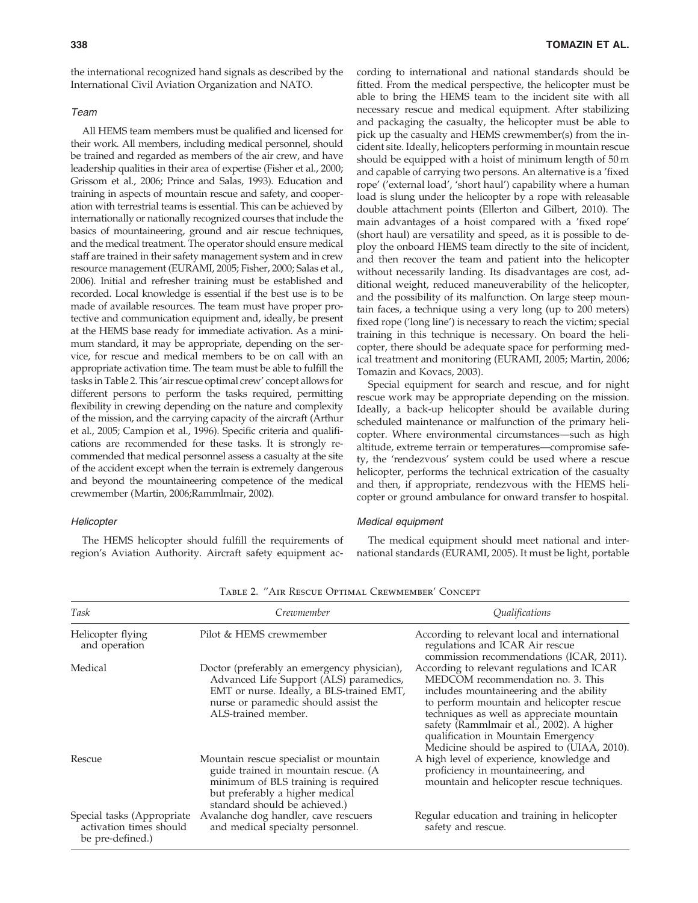the international recognized hand signals as described by the International Civil Aviation Organization and NATO.

### *Team*

All HEMS team members must be qualified and licensed for their work. All members, including medical personnel, should be trained and regarded as members of the air crew, and have leadership qualities in their area of expertise (Fisher et al., 2000; Grissom et al., 2006; Prince and Salas, 1993). Education and training in aspects of mountain rescue and safety, and cooperation with terrestrial teams is essential. This can be achieved by internationally or nationally recognized courses that include the basics of mountaineering, ground and air rescue techniques, and the medical treatment. The operator should ensure medical staff are trained in their safety management system and in crew resource management (EURAMI, 2005; Fisher, 2000; Salas et al., 2006). Initial and refresher training must be established and recorded. Local knowledge is essential if the best use is to be made of available resources. The team must have proper protective and communication equipment and, ideally, be present at the HEMS base ready for immediate activation. As a minimum standard, it may be appropriate, depending on the service, for rescue and medical members to be on call with an appropriate activation time. The team must be able to fulfill the tasks in Table 2. This 'air rescue optimal crew' concept allows for different persons to perform the tasks required, permitting flexibility in crewing depending on the nature and complexity of the mission, and the carrying capacity of the aircraft (Arthur et al., 2005; Campion et al., 1996). Specific criteria and qualifications are recommended for these tasks. It is strongly recommended that medical personnel assess a casualty at the site of the accident except when the terrain is extremely dangerous and beyond the mountaineering competence of the medical crewmember (Martin, 2006;Rammlmair, 2002).

### *Helicopter*

The HEMS helicopter should fulfill the requirements of region's Aviation Authority. Aircraft safety equipment according to international and national standards should be fitted. From the medical perspective, the helicopter must be able to bring the HEMS team to the incident site with all necessary rescue and medical equipment. After stabilizing and packaging the casualty, the helicopter must be able to pick up the casualty and HEMS crewmember(s) from the incident site. Ideally, helicopters performing in mountain rescue should be equipped with a hoist of minimum length of 50 m and capable of carrying two persons. An alternative is a 'fixed rope' ('external load', 'short haul') capability where a human load is slung under the helicopter by a rope with releasable double attachment points (Ellerton and Gilbert, 2010). The main advantages of a hoist compared with a 'fixed rope' (short haul) are versatility and speed, as it is possible to deploy the onboard HEMS team directly to the site of incident, and then recover the team and patient into the helicopter without necessarily landing. Its disadvantages are cost, additional weight, reduced maneuverability of the helicopter, and the possibility of its malfunction. On large steep mountain faces, a technique using a very long (up to 200 meters) fixed rope ('long line') is necessary to reach the victim; special training in this technique is necessary. On board the helicopter, there should be adequate space for performing medical treatment and monitoring (EURAMI, 2005; Martin, 2006; Tomazin and Kovacs, 2003).

Special equipment for search and rescue, and for night rescue work may be appropriate depending on the mission. Ideally, a back-up helicopter should be available during scheduled maintenance or malfunction of the primary helicopter. Where environmental circumstances—such as high altitude, extreme terrain or temperatures—compromise safety, the 'rendezvous' system could be used where a rescue helicopter, performs the technical extrication of the casualty and then, if appropriate, rendezvous with the HEMS helicopter or ground ambulance for onward transfer to hospital.

### *Medical equipment*

The medical equipment should meet national and international standards (EURAMI, 2005). It must be light, portable

Table 2. "Air Rescue Optimal Crewmember' Concept

| *Task* | *Crewmember* | *Qualifications* |
|---|---|---|
| Helicopter flying and operation | Pilot & HEMS crewmember | According to relevant local and international regulations and ICAR Air rescue commission recommendations (ICAR, 2011). |
| Medical | Doctor (preferably an emergency physician), Advanced Life Support (ALS) paramedics, EMT or nurse. Ideally, a BLS-trained EMT, nurse or paramedic should assist the ALS-trained member. | According to relevant regulations and ICAR MEDCOM recommendation no. 3. This includes mountaineering and the ability to perform mountain and helicopter rescue techniques as well as appreciate mountain safety (Rammlmair et al., 2002). A higher qualification in Mountain Emergency Medicine should be aspired to (UIAA, 2010). |
| Rescue | Mountain rescue specialist or mountain guide trained in mountain rescue. (A minimum of BLS training is required but preferably a higher medical standard should be achieved.) | A high level of experience, knowledge and proficiency in mountaineering, and mountain and helicopter rescue techniques. |
| Special tasks (Appropriate activation times should be pre-defined.) | Avalanche dog handler, cave rescuers and medical specialty personnel. | Regular education and training in helicopter safety and rescue. |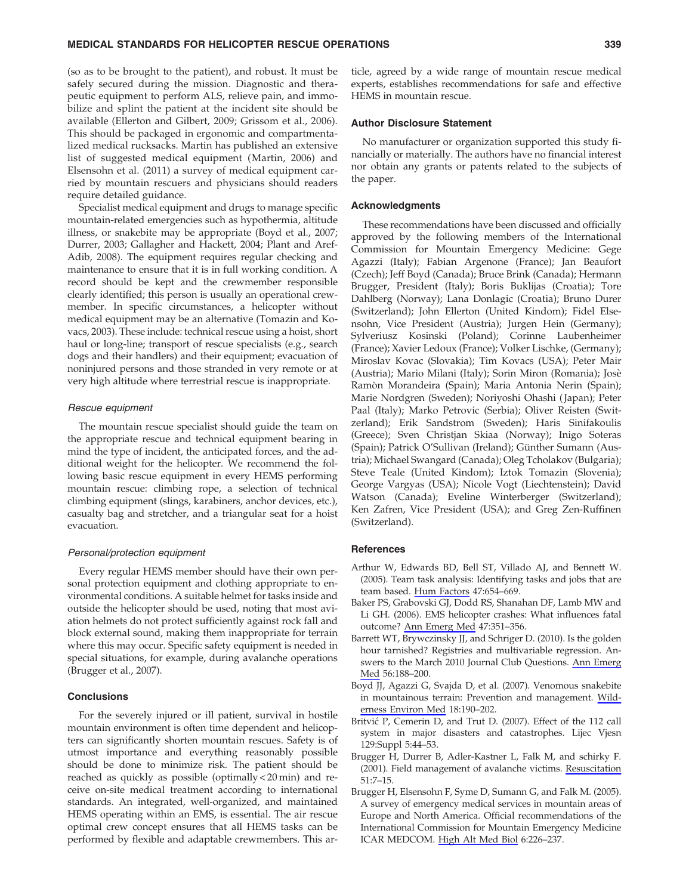(so as to be brought to the patient), and robust. It must be safely secured during the mission. Diagnostic and therapeutic equipment to perform ALS, relieve pain, and immobilize and splint the patient at the incident site should be available (Ellerton and Gilbert, 2009; Grissom et al., 2006). This should be packaged in ergonomic and compartmentalized medical rucksacks. Martin has published an extensive list of suggested medical equipment (Martin, 2006) and Elsensohn et al. (2011) a survey of medical equipment carried by mountain rescuers and physicians should readers require detailed guidance.

Specialist medical equipment and drugs to manage specific mountain-related emergencies such as hypothermia, altitude illness, or snakebite may be appropriate (Boyd et al., 2007; Durrer, 2003; Gallagher and Hackett, 2004; Plant and Aref-Adib, 2008). The equipment requires regular checking and maintenance to ensure that it is in full working condition. A record should be kept and the crewmember responsible clearly identified; this person is usually an operational crewmember. In specific circumstances, a helicopter without medical equipment may be an alternative (Tomazin and Kovacs, 2003). These include: technical rescue using a hoist, short haul or long-line; transport of rescue specialists (e.g., search dogs and their handlers) and their equipment; evacuation of noninjured persons and those stranded in very remote or at very high altitude where terrestrial rescue is inappropriate.

### *Rescue equipment*

The mountain rescue specialist should guide the team on the appropriate rescue and technical equipment bearing in mind the type of incident, the anticipated forces, and the additional weight for the helicopter. We recommend the following basic rescue equipment in every HEMS performing mountain rescue: climbing rope, a selection of technical climbing equipment (slings, karabiners, anchor devices, etc.), casualty bag and stretcher, and a triangular seat for a hoist evacuation.

### *Personal/protection equipment*

Every regular HEMS member should have their own personal protection equipment and clothing appropriate to environmental conditions. A suitable helmet for tasks inside and outside the helicopter should be used, noting that most aviation helmets do not protect sufficiently against rock fall and block external sound, making them inappropriate for terrain where this may occur. Specific safety equipment is needed in special situations, for example, during avalanche operations (Brugger et al., 2007).

## Conclusions

For the severely injured or ill patient, survival in hostile mountain environment is often time dependent and helicopters can significantly shorten mountain rescues. Safety is of utmost importance and everything reasonably possible should be done to minimize risk. The patient should be reached as quickly as possible (optimally $<20$ min) and receive on-site medical treatment according to international standards. An integrated, well-organized, and maintained HEMS operating within an EMS, is essential. The air rescue optimal crew concept ensures that all HEMS tasks can be performed by flexible and adaptable crewmembers. This article, agreed by a wide range of mountain rescue medical experts, establishes recommendations for safe and effective HEMS in mountain rescue.

## Author Disclosure Statement

No manufacturer or organization supported this study financially or materially. The authors have no financial interest nor obtain any grants or patents related to the subjects of the paper.

## Acknowledgments

These recommendations have been discussed and officially approved by the following members of the International Commission for Mountain Emergency Medicine: Gege Agazzi (Italy); Fabian Argenone (France); Jan Beaufort (Czech); Jeff Boyd (Canada); Bruce Brink (Canada); Hermann Brugger, President (Italy); Boris Buklijas (Croatia); Tore Dahlberg (Norway); Lana Donlagic (Croatia); Bruno Durer (Switzerland); John Ellerton (United Kindom); Fidel Elsensohn, Vice President (Austria); Jurgen Hein (Germany); Sylveriusz Kosinski (Poland); Corinne Laubenheimer (France); Xavier Ledoux (France); Volker Lischke, (Germany); Miroslav Kovac (Slovakia); Tim Kovacs (USA); Peter Mair (Austria); Mario Milani (Italy); Sorin Miron (Romania); Josè Ramòn Morandeira (Spain); Maria Antonia Nerin (Spain); Marie Nordgren (Sweden); Noriyoshi Ohashi (Japan); Peter Paal (Italy); Marko Petrovic (Serbia); Oliver Reisten (Switzerland); Erik Sandstrom (Sweden); Haris Sinifakoulis (Greece); Sven Christjan Skiaa (Norway); Inigo Soteras (Spain); Patrick O'Sullivan (Ireland); Günther Sumann (Austria); Michael Swangard (Canada); Oleg Tcholakov (Bulgaria); Steve Teale (United Kindom); Iztok Tomazin (Slovenia); George Vargyas (USA); Nicole Vogt (Liechtenstein); David Watson (Canada); Eveline Winterberger (Switzerland); Ken Zafren, Vice President (USA); and Greg Zen-Ruffinen (Switzerland).

## References

Arthur W, Edwards BD, Bell ST, Villado AJ, and Bennett W. (2005). Team task analysis: Identifying tasks and jobs that are team based. Hum Factors 47:654–669.

Baker PS, Grabovski GJ, Dodd RS, Shanahan DF, Lamb MW and Li GH. (2006). EMS helicopter crashes: What influences fatal outcome? Ann Emerg Med 47:351–356.

Barrett WT, Brywczinsky JJ, and Schriger D. (2010). Is the golden hour tarnished? Registries and multivariable regression. Answers to the March 2010 Journal Club Questions. Ann Emerg Med 56:188–200.

Boyd JJ, Agazzi G, Svajda D, et al. (2007). Venomous snakebite in mountainous terrain: Prevention and management. Wilderness Environ Med 18:190–202.

Britvić P, Cemerin D, and Trut D. (2007). Effect of the 112 call system in major disasters and catastrophes. Lijec Vjesn 129:Suppl 5:44–53.

Brugger H, Durrer B, Adler-Kastner L, Falk M, and schirky F. (2001). Field management of avalanche victims. Resuscitation 51:7–15.

Brugger H, Elsensohn F, Syme D, Sumann G, and Falk M. (2005). A survey of emergency medical services in mountain areas of Europe and North America. Official recommendations of the International Commission for Mountain Emergency Medicine ICAR MEDCOM. High Alt Med Biol 6:226–237.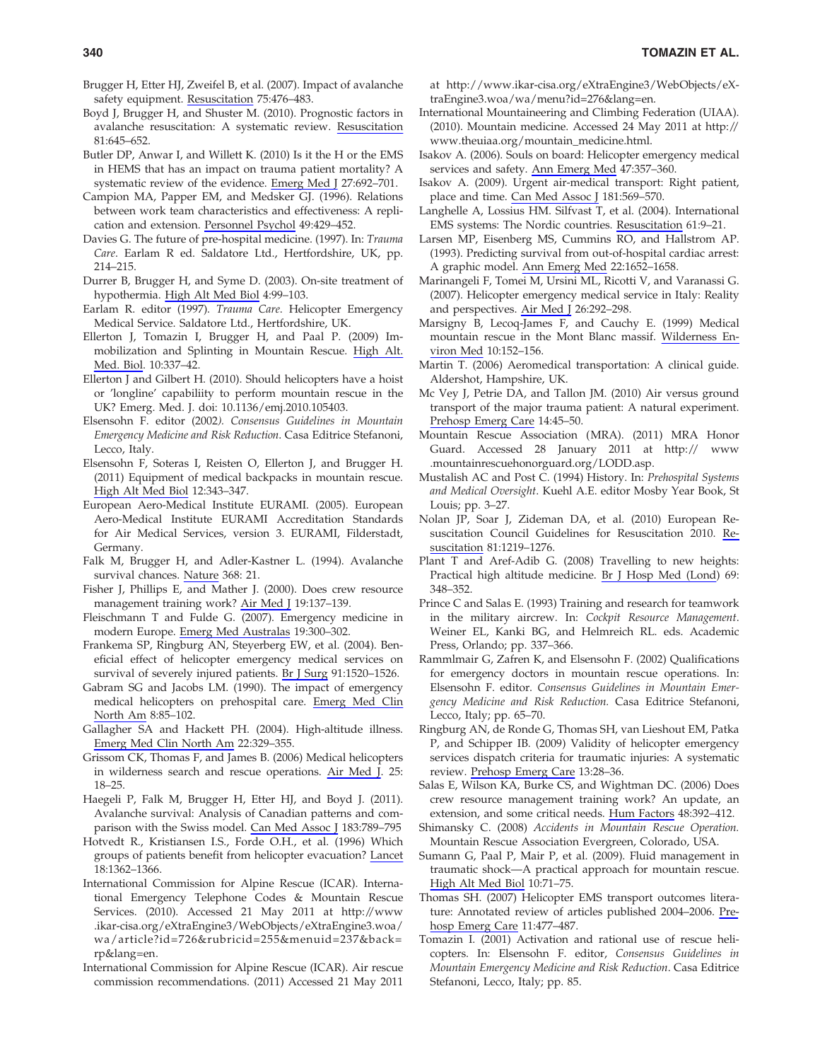Brugger H, Etter HJ, Zweifel B, et al. (2007). Impact of avalanche safety equipment. Resuscitation 75:476–483.

Boyd J, Brugger H, and Shuster M. (2010). Prognostic factors in avalanche resuscitation: A systematic review. Resuscitation 81:645–652.

Butler DP, Anwar I, and Willett K. (2010) Is it the H or the EMS in HEMS that has an impact on trauma patient mortality? A systematic review of the evidence. Emerg Med J 27:692–701.

Campion MA, Papper EM, and Medsker GJ. (1996). Relations between work team characteristics and effectiveness: A replication and extension. Personnel Psychol 49:429–452.

Davies G. The future of pre-hospital medicine. (1997). In: *Trauma Care*. Earlam R ed. Saldatore Ltd., Hertfordshire, UK, pp. 214–215.

Durrer B, Brugger H, and Syme D. (2003). On-site treatment of hypothermia. High Alt Med Biol 4:99–103.

Earlam R. editor (1997). *Trauma Care*. Helicopter Emergency Medical Service. Saldatore Ltd., Hertfordshire, UK.

Ellerton J, Tomazin I, Brugger H, and Paal P. (2009) Immobilization and Splinting in Mountain Rescue. High Alt. Med. Biol. 10:337–42.

Ellerton J and Gilbert H. (2010). Should helicopters have a hoist or 'longline' capabiliity to perform mountain rescue in the UK? Emerg. Med. J. doi: 10.1136/emj.2010.105403.

Elsensohn F. editor (2002*). Consensus Guidelines in Mountain Emergency Medicine and Risk Reduction*. Casa Editrice Stefanoni, Lecco, Italy.

Elsensohn F, Soteras I, Reisten O, Ellerton J, and Brugger H. (2011) Equipment of medical backpacks in mountain rescue. High Alt Med Biol 12:343–347.

European Aero-Medical Institute EURAMI. (2005). European Aero-Medical Institute EURAMI Accreditation Standards for Air Medical Services, version 3. EURAMI, Filderstadt, Germany.

Falk M, Brugger H, and Adler-Kastner L. (1994). Avalanche survival chances. Nature 368: 21.

Fisher J, Phillips E, and Mather J. (2000). Does crew resource management training work? Air Med J 19:137–139.

Fleischmann T and Fulde G. (2007). Emergency medicine in modern Europe. Emerg Med Australas 19:300–302.

Frankema SP, Ringburg AN, Steyerberg EW, et al. (2004). Beneficial effect of helicopter emergency medical services on survival of severely injured patients. Br J Surg 91:1520–1526.

Gabram SG and Jacobs LM. (1990). The impact of emergency medical helicopters on prehospital care. Emerg Med Clin North Am 8:85–102.

Gallagher SA and Hackett PH. (2004). High-altitude illness. Emerg Med Clin North Am 22:329–355.

Grissom CK, Thomas F, and James B. (2006) Medical helicopters in wilderness search and rescue operations. Air Med J. 25: 18–25.

Haegeli P, Falk M, Brugger H, Etter HJ, and Boyd J. (2011). Avalanche survival: Analysis of Canadian patterns and comparison with the Swiss model. Can Med Assoc J 183:789–795

Hotvedt R., Kristiansen I.S., Forde O.H., et al. (1996) Which groups of patients benefit from helicopter evacuation? Lancet 18:1362–1366.

International Commission for Alpine Rescue (ICAR). International Emergency Telephone Codes & Mountain Rescue Services. (2010). Accessed 21 May 2011 at http://www.ikar-cisa.org/eXtraEngine3/WebObjects/eXtraEngine3.woa/wa/article?id=726&rubricid=255&menuid=237&back=rp&lang=en.

International Commission for Alpine Rescue (ICAR). Air rescue commission recommendations. (2011) Accessed 21 May 2011 at http://www.ikar-cisa.org/eXtraEngine3/WebObjects/eXtraEngine3.woa/wa/menu?id=276&lang=en.

International Mountaineering and Climbing Federation (UIAA). (2010). Mountain medicine. Accessed 24 May 2011 at http://www.theuiaa.org/mountain_medicine.html.

Isakov A. (2006). Souls on board: Helicopter emergency medical services and safety. Ann Emerg Med 47:357–360.

Isakov A. (2009). Urgent air-medical transport: Right patient, place and time. Can Med Assoc J 181:569–570.

Langhelle A, Lossius HM. Silfvast T, et al. (2004). International EMS systems: The Nordic countries. Resuscitation 61:9–21.

Larsen MP, Eisenberg MS, Cummins RO, and Hallstrom AP. (1993). Predicting survival from out-of-hospital cardiac arrest: A graphic model. Ann Emerg Med 22:1652–1658.

Marinangeli F, Tomei M, Ursini ML, Ricotti V, and Varanassi G. (2007). Helicopter emergency medical service in Italy: Reality and perspectives. Air Med J 26:292–298.

Marsigny B, Lecoq-James F, and Cauchy E. (1999) Medical mountain rescue in the Mont Blanc massif. Wilderness Environ Med 10:152–156.

Martin T. (2006) Aeromedical transportation: A clinical guide. Aldershot, Hampshire, UK.

Mc Vey J, Petrie DA, and Tallon JM. (2010) Air versus ground transport of the major trauma patient: A natural experiment. Prehosp Emerg Care 14:45–50.

Mountain Rescue Association (MRA). (2011) MRA Honor Guard. Accessed 28 January 2011 at http:// www.mountainrescuehonorguard.org/LODD.asp.

Mustalish AC and Post C. (1994) History. In: *Prehospital Systems and Medical Oversight*. Kuehl A.E. editor Mosby Year Book, St Louis; pp. 3–27.

Nolan JP, Soar J, Zideman DA, et al. (2010) European Resuscitation Council Guidelines for Resuscitation 2010. Resuscitation 81:1219–1276.

Plant T and Aref-Adib G. (2008) Travelling to new heights: Practical high altitude medicine. Br J Hosp Med (Lond) 69: 348–352.

Prince C and Salas E. (1993) Training and research for teamwork in the military aircrew. In: *Cockpit Resource Management*. Weiner EL, Kanki BG, and Helmreich RL. eds. Academic Press, Orlando; pp. 337–366.

Rammlmair G, Zafren K, and Elsensohn F. (2002) Qualifications for emergency doctors in mountain rescue operations. In: Elsensohn F. editor. *Consensus Guidelines in Mountain Emergency Medicine and Risk Reduction.* Casa Editrice Stefanoni, Lecco, Italy; pp. 65–70.

Ringburg AN, de Ronde G, Thomas SH, van Lieshout EM, Patka P, and Schipper IB. (2009) Validity of helicopter emergency services dispatch criteria for traumatic injuries: A systematic review. Prehosp Emerg Care 13:28–36.

Salas E, Wilson KA, Burke CS, and Wightman DC. (2006) Does crew resource management training work? An update, an extension, and some critical needs. Hum Factors 48:392–412.

Shimansky C. (2008) *Accidents in Mountain Rescue Operation.* Mountain Rescue Association Evergreen, Colorado, USA.

Sumann G, Paal P, Mair P, et al. (2009). Fluid management in traumatic shock—A practical approach for mountain rescue. High Alt Med Biol 10:71–75.

Thomas SH. (2007) Helicopter EMS transport outcomes literature: Annotated review of articles published 2004–2006. Prehosp Emerg Care 11:477–487.

Tomazin I. (2001) Activation and rational use of rescue helicopters. In: Elsensohn F. editor, *Consensus Guidelines in Mountain Emergency Medicine and Risk Reduction*. Casa Editrice Stefanoni, Lecco, Italy; pp. 85.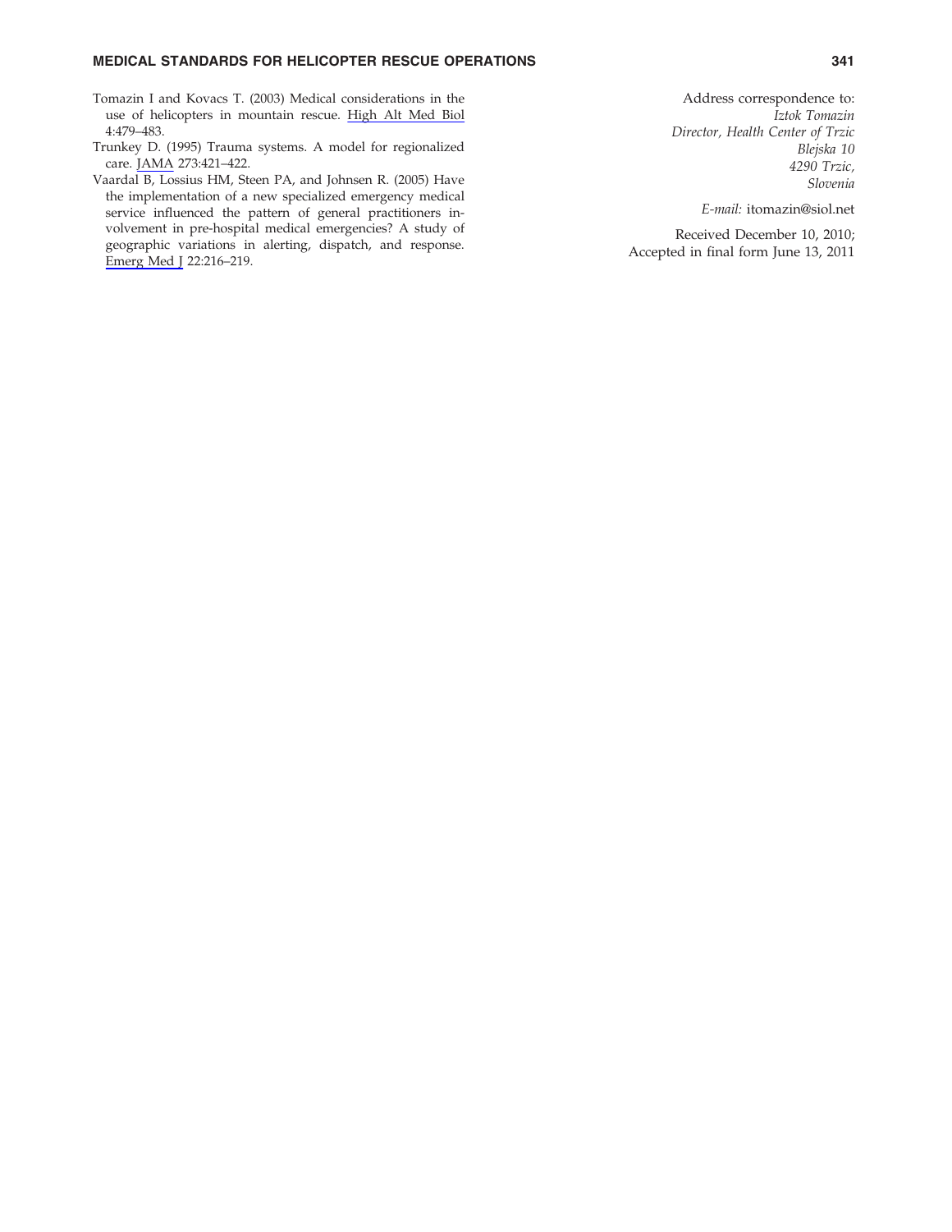Tomazin I and Kovacs T. (2003) Medical considerations in the use of helicopters in mountain rescue. High Alt Med Biol 4:479–483.

Trunkey D. (1995) Trauma systems. A model for regionalized care. JAMA 273:421–422.

Vaardal B, Lossius HM, Steen PA, and Johnsen R. (2005) Have the implementation of a new specialized emergency medical service influenced the pattern of general practitioners involvement in pre-hospital medical emergencies? A study of geographic variations in alerting, dispatch, and response. Emerg Med J 22:216–219.

Address correspondence to:
*Iztok Tomazin*
*Director, Health Center of Trzic*
*Blejska 10*
*4290 Trzic,*
*Slovenia*

*E-mail:* itomazin@siol.net

Received December 10, 2010;
Accepted in final form June 13, 2011